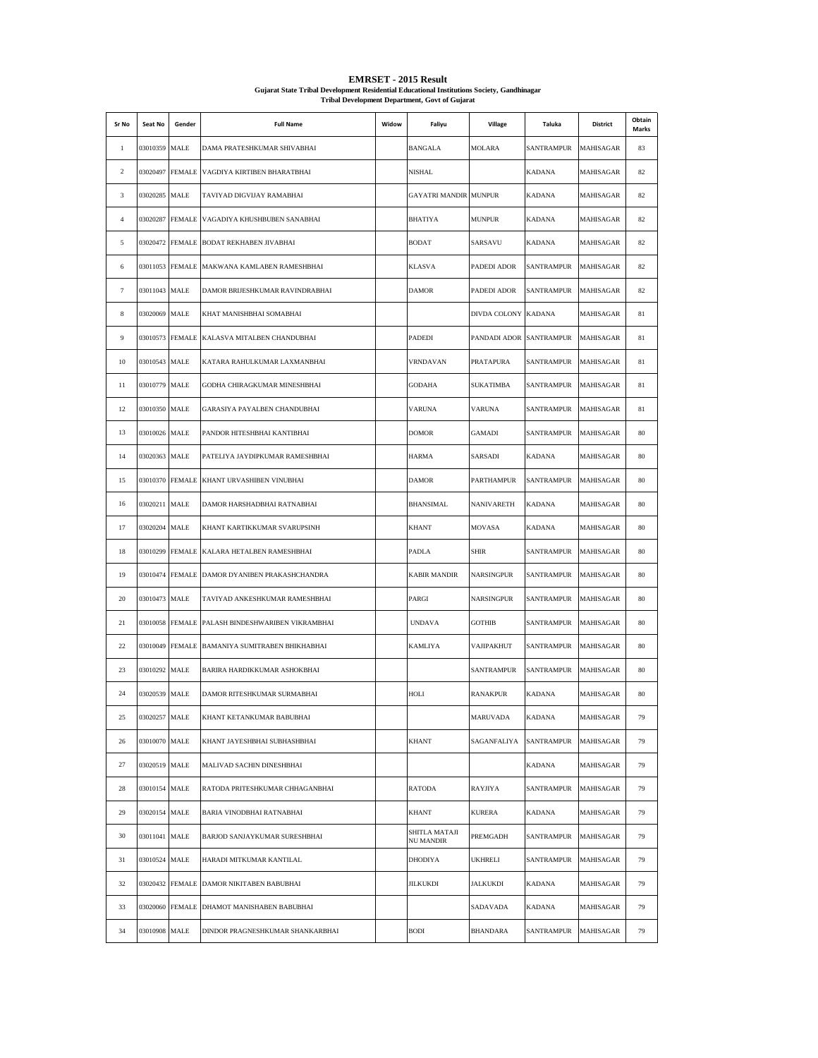# EMRSET - 2015 Result

**Gujarat State Tribal Development Residential Educational Institutions Society, Gandhinagar**

**Tribal Development Department, Govt of Gujarat**

| Sr No | Seat No | Gender | Full Name | Widow | Faliyu | Village | Taluka | District | Obtain Marks |
|---|---|---|---|---|---|---|---|---|---|
| 1 | 03010359 | MALE | DAMA PRATESHKUMAR SHIVABHAI | | BANGALA | MOLARA | SANTRAMPUR | MAHISAGAR | 83 |
| 2 | 03020497 | FEMALE | VAGDIYA KIRTIBEN BHARATBHAI | | NISHAL | | KADANA | MAHISAGAR | 82 |
| 3 | 03020285 | MALE | TAVIYAD DIGVIJAY RAMABHAI | | GAYATRI MANDIR | MUNPUR | KADANA | MAHISAGAR | 82 |
| 4 | 03020287 | FEMALE | VAGADIYA KHUSHBUBEN SANABHAI | | BHATIYA | MUNPUR | KADANA | MAHISAGAR | 82 |
| 5 | 03020472 | FEMALE | BODAT REKHABEN JIVABHAI | | BODAT | SARSAVU | KADANA | MAHISAGAR | 82 |
| 6 | 03011053 | FEMALE | MAKWANA KAMLABEN RAMESHBHAI | | KLASVA | PADEDI ADOR | SANTRAMPUR | MAHISAGAR | 82 |
| 7 | 03011043 | MALE | DAMOR BRIJESHKUMAR RAVINDRABHAI | | DAMOR | PADEDI ADOR | SANTRAMPUR | MAHISAGAR | 82 |
| 8 | 03020069 | MALE | KHAT MANISHBHAI SOMABHAI | | | DIVDA COLONY | KADANA | MAHISAGAR | 81 |
| 9 | 03010573 | FEMALE | KALASVA MITALBEN CHANDUBHAI | | PADEDI | PANDADI ADOR | SANTRAMPUR | MAHISAGAR | 81 |
| 10 | 03010543 | MALE | KATARA RAHULKUMAR LAXMANBHAI | | VRNDAVAN | PRATAPURA | SANTRAMPUR | MAHISAGAR | 81 |
| 11 | 03010779 | MALE | GODHA CHIRAGKUMAR MINESHBHAI | | GODAHA | SUKATIMBA | SANTRAMPUR | MAHISAGAR | 81 |
| 12 | 03010350 | MALE | GARASIYA PAYALBEN CHANDUBHAI | | VARUNA | VARUNA | SANTRAMPUR | MAHISAGAR | 81 |
| 13 | 03010026 | MALE | PANDOR HITESHBHAI KANTIBHAI | | DOMOR | GAMADI | SANTRAMPUR | MAHISAGAR | 80 |
| 14 | 03020363 | MALE | PATELIYA JAYDIPKUMAR RAMESHBHAI | | HARMA | SARSADI | KADANA | MAHISAGAR | 80 |
| 15 | 03010370 | FEMALE | KHANT URVASHIBEN VINUBHAI | | DAMOR | PARTHAMPUR | SANTRAMPUR | MAHISAGAR | 80 |
| 16 | 03020211 | MALE | DAMOR HARSHADBHAI RATNABHAI | | BHANSIMAL | NANIVARETH | KADANA | MAHISAGAR | 80 |
| 17 | 03020204 | MALE | KHANT KARTIKKUMAR SVARUPSINH | | KHANT | MOVASA | KADANA | MAHISAGAR | 80 |
| 18 | 03010299 | FEMALE | KALARA HETALBEN RAMESHBHAI | | PADLA | SHIR | SANTRAMPUR | MAHISAGAR | 80 |
| 19 | 03010474 | FEMALE | DAMOR DYANIBEN PRAKASHCHANDRA | | KABIR MANDIR | NARSINGPUR | SANTRAMPUR | MAHISAGAR | 80 |
| 20 | 03010473 | MALE | TAVIYAD ANKESHKUMAR RAMESHBHAI | | PARGI | NARSINGPUR | SANTRAMPUR | MAHISAGAR | 80 |
| 21 | 03010058 | FEMALE | PALASH BINDESHWARIBEN VIKRAMBHAI | | UNDAVA | GOTHIB | SANTRAMPUR | MAHISAGAR | 80 |
| 22 | 03010049 | FEMALE | BAMANIYA SUMITRABEN BHIKHABHAI | | KAMLIYA | VAJIPAKHUT | SANTRAMPUR | MAHISAGAR | 80 |
| 23 | 03010292 | MALE | BARIRA HARDIKKUMAR ASHOKBHAI | | | SANTRAMPUR | SANTRAMPUR | MAHISAGAR | 80 |
| 24 | 03020539 | MALE | DAMOR RITESHKUMAR SURMABHAI | | HOLI | RANAKPUR | KADANA | MAHISAGAR | 80 |
| 25 | 03020257 | MALE | KHANT KETANKUMAR BABUBHAI | | | MARUVADA | KADANA | MAHISAGAR | 79 |
| 26 | 03010070 | MALE | KHANT JAYESHBHAI SUBHASHBHAI | | KHANT | SAGANFALIYA | SANTRAMPUR | MAHISAGAR | 79 |
| 27 | 03020519 | MALE | MALIVAD SACHIN DINESHBHAI | | | | KADANA | MAHISAGAR | 79 |
| 28 | 03010154 | MALE | RATODA PRITESHKUMAR CHHAGANBHAI | | RATODA | RAYJIYA | SANTRAMPUR | MAHISAGAR | 79 |
| 29 | 03020154 | MALE | BARIA VINODBHAI RATNABHAI | | KHANT | KURERA | KADANA | MAHISAGAR | 79 |
| 30 | 03011041 | MALE | BARJOD SANJAYKUMAR SURESHBHAI | | SHITLA MATAJI NU MANDIR | PREMGADH | SANTRAMPUR | MAHISAGAR | 79 |
| 31 | 03010524 | MALE | HARADI MITKUMAR KANTILAL | | DHODIYA | UKHRELI | SANTRAMPUR | MAHISAGAR | 79 |
| 32 | 03020432 | FEMALE | DAMOR NIKITABEN BABUBHAI | | JILKUKDI | JALKUKDI | KADANA | MAHISAGAR | 79 |
| 33 | 03020060 | FEMALE | DHAMOT MANISHABEN BABUBHAI | | | SADAVADA | KADANA | MAHISAGAR | 79 |
| 34 | 03010908 | MALE | DINDOR PRAGNESHKUMAR SHANKARBHAI | | BODI | BHANDARA | SANTRAMPUR | MAHISAGAR | 79 |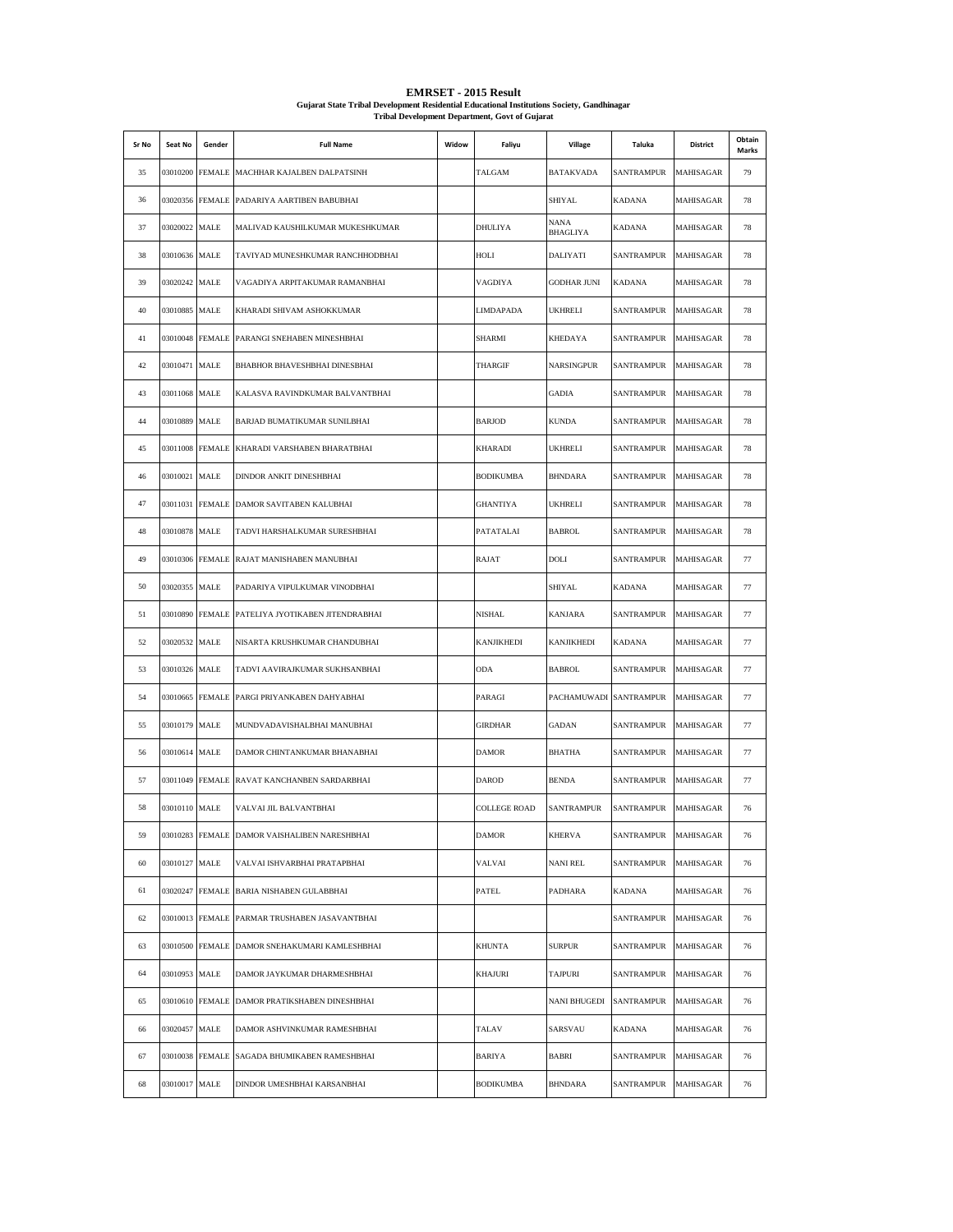# EMRSET - 2015 Result

**Gujarat State Tribal Development Residential Educational Institutions Society, Gandhinagar**
**Tribal Development Department, Govt of Gujarat**

| Sr No | Seat No | Gender | Full Name | Widow | Faliyu | Village | Taluka | District | Obtain Marks |
|---|---|---|---|---|---|---|---|---|---|
| 35 | 03010200 | FEMALE | MACHHAR KAJALBEN DALPATSINH | | TALGAM | BATAKVADA | SANTRAMPUR | MAHISAGAR | 79 |
| 36 | 03020356 | FEMALE | PADARIYA AARTIBEN BABUBHAI | | | SHIYAL | KADANA | MAHISAGAR | 78 |
| 37 | 03020022 | MALE | MALIVAD KAUSHILKUMAR MUKESHKUMAR | | DHULIYA | NANA BHAGLIYA | KADANA | MAHISAGAR | 78 |
| 38 | 03010636 | MALE | TAVIYAD MUNESHKUMAR RANCHHODBHAI | | HOLI | DALIYATI | SANTRAMPUR | MAHISAGAR | 78 |
| 39 | 03020242 | MALE | VAGADIYA ARPITAKUMAR RAMANBHAI | | VAGDIYA | GODHAR JUNI | KADANA | MAHISAGAR | 78 |
| 40 | 03010885 | MALE | KHARADI SHIVAM ASHOKKUMAR | | LIMDAPADA | UKHRELI | SANTRAMPUR | MAHISAGAR | 78 |
| 41 | 03010048 | FEMALE | PARANGI SNEHABEN MINESHBHAI | | SHARMI | KHEDAYA | SANTRAMPUR | MAHISAGAR | 78 |
| 42 | 03010471 | MALE | BHABHOR BHAVESHBHAI DINESBHAI | | THARGIF | NARSINGPUR | SANTRAMPUR | MAHISAGAR | 78 |
| 43 | 03011068 | MALE | KALASVA RAVINDKUMAR BALVANTBHAI | | | GADIA | SANTRAMPUR | MAHISAGAR | 78 |
| 44 | 03010889 | MALE | BARJAD BUMATIKUMAR SUNILBHAI | | BARJOD | KUNDA | SANTRAMPUR | MAHISAGAR | 78 |
| 45 | 03011008 | FEMALE | KHARADI VARSHABEN BHARATBHAI | | KHARADI | UKHRELI | SANTRAMPUR | MAHISAGAR | 78 |
| 46 | 03010021 | MALE | DINDOR ANKIT DINESHBHAI | | BODIKUMBA | BHNDARA | SANTRAMPUR | MAHISAGAR | 78 |
| 47 | 03011031 | FEMALE | DAMOR SAVITABEN KALUBHAI | | GHANTIYA | UKHRELI | SANTRAMPUR | MAHISAGAR | 78 |
| 48 | 03010878 | MALE | TADVI HARSHALKUMAR SURESHBHAI | | PATATALAI | BABROL | SANTRAMPUR | MAHISAGAR | 78 |
| 49 | 03010306 | FEMALE | RAJAT MANISHABEN MANUBHAI | | RAJAT | DOLI | SANTRAMPUR | MAHISAGAR | 77 |
| 50 | 03020355 | MALE | PADARIYA VIPULKUMAR VINODBHAI | | | SHIYAL | KADANA | MAHISAGAR | 77 |
| 51 | 03010890 | FEMALE | PATELIYA JYOTIKABEN JITENDRABHAI | | NISHAL | KANJARA | SANTRAMPUR | MAHISAGAR | 77 |
| 52 | 03020532 | MALE | NISARTA KRUSHKUMAR CHANDUBHAI | | KANJIKHEDI | KANJIKHEDI | KADANA | MAHISAGAR | 77 |
| 53 | 03010326 | MALE | TADVI AAVIRAJKUMAR SUKHSANBHAI | | ODA | BABROL | SANTRAMPUR | MAHISAGAR | 77 |
| 54 | 03010665 | FEMALE | PARGI PRIYANKABEN DAHYABHAI | | PARAGI | PACHAMUWADI | SANTRAMPUR | MAHISAGAR | 77 |
| 55 | 03010179 | MALE | MUNDVADAVISHALBHAI MANUBHAI | | GIRDHAR | GADAN | SANTRAMPUR | MAHISAGAR | 77 |
| 56 | 03010614 | MALE | DAMOR CHINTANKUMAR BHANABHAI | | DAMOR | BHATHA | SANTRAMPUR | MAHISAGAR | 77 |
| 57 | 03011049 | FEMALE | RAVAT KANCHANBEN SARDARBHAI | | DAROD | BENDA | SANTRAMPUR | MAHISAGAR | 77 |
| 58 | 03010110 | MALE | VALVAI JIL BALVANTBHAI | | COLLEGE ROAD | SANTRAMPUR | SANTRAMPUR | MAHISAGAR | 76 |
| 59 | 03010283 | FEMALE | DAMOR VAISHALIBEN NARESHBHAI | | DAMOR | KHERVA | SANTRAMPUR | MAHISAGAR | 76 |
| 60 | 03010127 | MALE | VALVAI ISHVARBHAI PRATAPBHAI | | VALVAI | NANI REL | SANTRAMPUR | MAHISAGAR | 76 |
| 61 | 03020247 | FEMALE | BARIA NISHABEN GULABBHAI | | PATEL | PADHARA | KADANA | MAHISAGAR | 76 |
| 62 | 03010013 | FEMALE | PARMAR TRUSHABEN JASAVANTBHAI | | | | SANTRAMPUR | MAHISAGAR | 76 |
| 63 | 03010500 | FEMALE | DAMOR SNEHAKUMARI KAMLESHBHAI | | KHUNTA | SURPUR | SANTRAMPUR | MAHISAGAR | 76 |
| 64 | 03010953 | MALE | DAMOR JAYKUMAR DHARMESHBHAI | | KHAJURI | TAJPURI | SANTRAMPUR | MAHISAGAR | 76 |
| 65 | 03010610 | FEMALE | DAMOR PRATIKSHABEN DINESHBHAI | | | NANI BHUGEDI | SANTRAMPUR | MAHISAGAR | 76 |
| 66 | 03020457 | MALE | DAMOR ASHVINKUMAR RAMESHBHAI | | TALAV | SARSVAU | KADANA | MAHISAGAR | 76 |
| 67 | 03010038 | FEMALE | SAGADA BHUMIKABEN RAMESHBHAI | | BARIYA | BABRI | SANTRAMPUR | MAHISAGAR | 76 |
| 68 | 03010017 | MALE | DINDOR UMESHBHAI KARSANBHAI | | BODIKUMBA | BHNDARA | SANTRAMPUR | MAHISAGAR | 76 |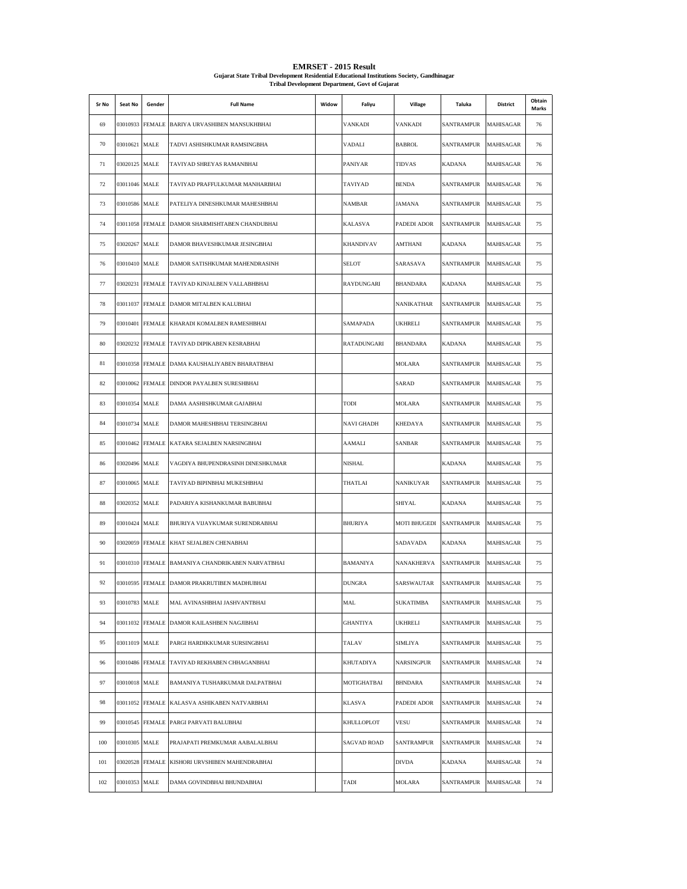# EMRSET - 2015 Result

**Gujarat State Tribal Development Residential Educational Institutions Society, Gandhinagar**

**Tribal Development Department, Govt of Gujarat**

| Sr No | Seat No | Gender | Full Name | Widow | Faliyu | Village | Taluka | District | Obtain Marks |
|---|---|---|---|---|---|---|---|---|---|
| 69 | 03010933 | FEMALE | BARIYA URVASHIBEN MANSUKHBHAI | | VANKADI | VANKADI | SANTRAMPUR | MAHISAGAR | 76 |
| 70 | 03010621 | MALE | TADVI ASHISHKUMAR RAMSINGBHA | | VADALI | BABROL | SANTRAMPUR | MAHISAGAR | 76 |
| 71 | 03020125 | MALE | TAVIYAD SHREYAS RAMANBHAI | | PANIYAR | TIDVAS | KADANA | MAHISAGAR | 76 |
| 72 | 03011046 | MALE | TAVIYAD PRAFFULKUMAR MANHARBHAI | | TAVIYAD | BENDA | SANTRAMPUR | MAHISAGAR | 76 |
| 73 | 03010586 | MALE | PATELIYA DINESHKUMAR MAHESHBHAI | | NAMBAR | JAMANA | SANTRAMPUR | MAHISAGAR | 75 |
| 74 | 03011058 | FEMALE | DAMOR SHARMISHTABEN CHANDUBHAI | | KALASVA | PADEDI ADOR | SANTRAMPUR | MAHISAGAR | 75 |
| 75 | 03020267 | MALE | DAMOR BHAVESHKUMAR JESINGBHAI | | KHANDIVAV | AMTHANI | KADANA | MAHISAGAR | 75 |
| 76 | 03010410 | MALE | DAMOR SATISHKUMAR MAHENDRASINH | | SELOT | SARASAVA | SANTRAMPUR | MAHISAGAR | 75 |
| 77 | 03020231 | FEMALE | TAVIYAD KINJALBEN VALLABHBHAI | | RAYDUNGARI | BHANDARA | KADANA | MAHISAGAR | 75 |
| 78 | 03011037 | FEMALE | DAMOR MITALBEN KALUBHAI | | | NANIKATHAR | SANTRAMPUR | MAHISAGAR | 75 |
| 79 | 03010401 | FEMALE | KHARADI KOMALBEN RAMESHBHAI | | SAMAPADA | UKHRELI | SANTRAMPUR | MAHISAGAR | 75 |
| 80 | 03020232 | FEMALE | TAVIYAD DIPIKABEN KESRABHAI | | RATADUNGARI | BHANDARA | KADANA | MAHISAGAR | 75 |
| 81 | 03010358 | FEMALE | DAMA KAUSHALIYABEN BHARATBHAI | | | MOLARA | SANTRAMPUR | MAHISAGAR | 75 |
| 82 | 03010062 | FEMALE | DINDOR PAYALBEN SURESHBHAI | | | SARAD | SANTRAMPUR | MAHISAGAR | 75 |
| 83 | 03010354 | MALE | DAMA AASHISHKUMAR GAJABHAI | | TODI | MOLARA | SANTRAMPUR | MAHISAGAR | 75 |
| 84 | 03010734 | MALE | DAMOR MAHESHBHAI TERSINGBHAI | | NAVI GHADH | KHEDAYA | SANTRAMPUR | MAHISAGAR | 75 |
| 85 | 03010462 | FEMALE | KATARA SEJALBEN NARSINGBHAI | | AAMALI | SANBAR | SANTRAMPUR | MAHISAGAR | 75 |
| 86 | 03020496 | MALE | VAGDIYA BHUPENDRASINH DINESHKUMAR | | NISHAL | | KADANA | MAHISAGAR | 75 |
| 87 | 03010065 | MALE | TAVIYAD BIPINBHAI MUKESHBHAI | | THATLAI | NANIKUYAR | SANTRAMPUR | MAHISAGAR | 75 |
| 88 | 03020352 | MALE | PADARIYA KISHANKUMAR BABUBHAI | | | SHIYAL | KADANA | MAHISAGAR | 75 |
| 89 | 03010424 | MALE | BHURIYA VIJAYKUMAR SURENDRABHAI | | BHURIYA | MOTI BHUGEDI | SANTRAMPUR | MAHISAGAR | 75 |
| 90 | 03020059 | FEMALE | KHAT SEJALBEN CHENABHAI | | | SADAVADA | KADANA | MAHISAGAR | 75 |
| 91 | 03010310 | FEMALE | BAMANIYA CHANDRIKABEN NARVATBHAI | | BAMANIYA | NANAKHERVA | SANTRAMPUR | MAHISAGAR | 75 |
| 92 | 03010595 | FEMALE | DAMOR PRAKRUTIBEN MADHUBHAI | | DUNGRA | SARSWAUTAR | SANTRAMPUR | MAHISAGAR | 75 |
| 93 | 03010783 | MALE | MAL AVINASHBHAI JASHVANTBHAI | | MAL | SUKATIMBA | SANTRAMPUR | MAHISAGAR | 75 |
| 94 | 03011032 | FEMALE | DAMOR KAILASHBEN NAGJIBHAI | | GHANTIYA | UKHRELI | SANTRAMPUR | MAHISAGAR | 75 |
| 95 | 03011019 | MALE | PARGI HARDIKKUMAR SURSINGBHAI | | TALAV | SIMLIYA | SANTRAMPUR | MAHISAGAR | 75 |
| 96 | 03010486 | FEMALE | TAVIYAD REKHABEN CHHAGANBHAI | | KHUTADIYA | NARSINGPUR | SANTRAMPUR | MAHISAGAR | 74 |
| 97 | 03010018 | MALE | BAMANIYA TUSHARKUMAR DALPATBHAI | | MOTIGHATBAI | BHNDARA | SANTRAMPUR | MAHISAGAR | 74 |
| 98 | 03011052 | FEMALE | KALASVA ASHIKABEN NATVARBHAI | | KLASVA | PADEDI ADOR | SANTRAMPUR | MAHISAGAR | 74 |
| 99 | 03010545 | FEMALE | PARGI PARVATI BALUBHAI | | KHULLOPLOT | VESU | SANTRAMPUR | MAHISAGAR | 74 |
| 100 | 03010305 | MALE | PRAJAPATI PREMKUMAR AABALALBHAI | | SAGVAD ROAD | SANTRAMPUR | SANTRAMPUR | MAHISAGAR | 74 |
| 101 | 03020528 | FEMALE | KISHORI URVSHIBEN MAHENDRABHAI | | | DIVDA | KADANA | MAHISAGAR | 74 |
| 102 | 03010353 | MALE | DAMA GOVINDBHAI BHUNDABHAI | | TADI | MOLARA | SANTRAMPUR | MAHISAGAR | 74 |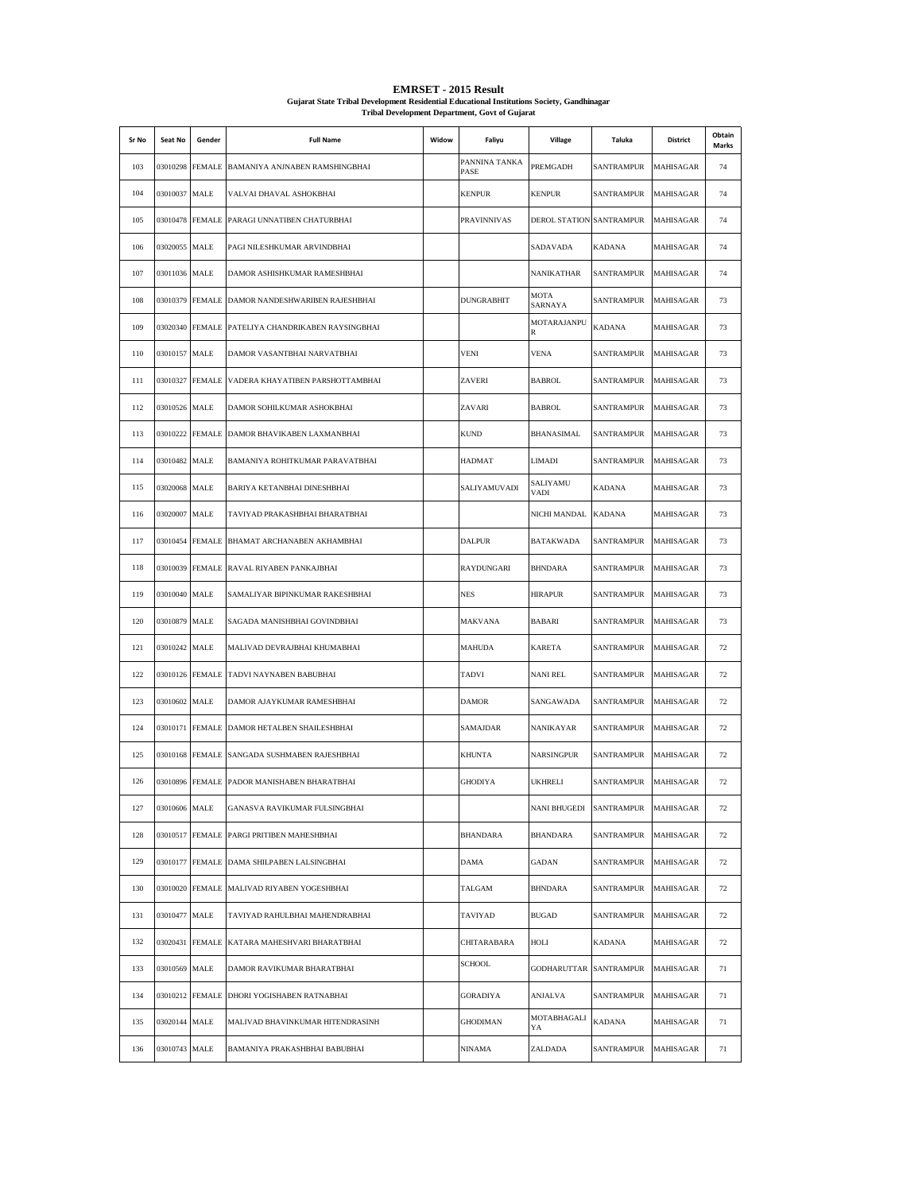# EMRSET - 2015 Result

**Gujarat State Tribal Development Residential Educational Institutions Society, Gandhinagar**

**Tribal Development Department, Govt of Gujarat**

| Sr No | Seat No | Gender | Full Name | Widow | Faliyu | Village | Taluka | District | Obtain Marks |
|---|---|---|---|---|---|---|---|---|---|
| 103 | 03010298 | FEMALE | BAMANIYA ANJNABEN RAMSHINGBHAI | | PANNINA TANKA PASE | PREMGADH | SANTRAMPUR | MAHISAGAR | 74 |
| 104 | 03010037 | MALE | VALVAI DHAVAL ASHOKBHAI | | KENPUR | KENPUR | SANTRAMPUR | MAHISAGAR | 74 |
| 105 | 03010478 | FEMALE | PARAGI UNNATIBEN CHATURBHAI | | PRAVINNIVAS | DEROL STATION | SANTRAMPUR | MAHISAGAR | 74 |
| 106 | 03020055 | MALE | PAGI NILESHKUMAR ARVINDBHAI | | | SADAVADA | KADANA | MAHISAGAR | 74 |
| 107 | 03011036 | MALE | DAMOR ASHISHKUMAR RAMESHBHAI | | | NANIKATHAR | SANTRAMPUR | MAHISAGAR | 74 |
| 108 | 03010379 | FEMALE | DAMOR NANDESHWARIBEN RAJESHBHAI | | DUNGRABHIT | MOTA SARNAYA | SANTRAMPUR | MAHISAGAR | 73 |
| 109 | 03020340 | FEMALE | PATELIYA CHANDRIKABEN RAYSINGBHAI | | | MOTARAJANPUR | KADANA | MAHISAGAR | 73 |
| 110 | 03010157 | MALE | DAMOR VASANTBHAI NARVATBHAI | | VENI | VENA | SANTRAMPUR | MAHISAGAR | 73 |
| 111 | 03010327 | FEMALE | VADERA KHAYATIBEN PARSHOTTAMBHAI | | ZAVERI | BABROL | SANTRAMPUR | MAHISAGAR | 73 |
| 112 | 03010526 | MALE | DAMOR SOHILKUMAR ASHOKBHAI | | ZAVARI | BABROL | SANTRAMPUR | MAHISAGAR | 73 |
| 113 | 03010222 | FEMALE | DAMOR BHAVIKABEN LAXMANBHAI | | KUND | BHANASIMAL | SANTRAMPUR | MAHISAGAR | 73 |
| 114 | 03010482 | MALE | BAMANIYA ROHITKUMAR PARAVATBHAI | | HADMAT | LIMADI | SANTRAMPUR | MAHISAGAR | 73 |
| 115 | 03020068 | MALE | BARIYA KETANBHAI DINESHBHAI | | SALIYAMUVADI | SALIYAMU VADI | KADANA | MAHISAGAR | 73 |
| 116 | 03020007 | MALE | TAVIYAD PRAKASHBHAI BHARATBHAI | | | NICHI MANDAL | KADANA | MAHISAGAR | 73 |
| 117 | 03010454 | FEMALE | BHAMAT ARCHANABEN AKHAMBHAI | | DALPUR | BATAKWADA | SANTRAMPUR | MAHISAGAR | 73 |
| 118 | 03010039 | FEMALE | RAVAL RIYABEN PANKAJBHAI | | RAYDUNGARI | BHNDARA | SANTRAMPUR | MAHISAGAR | 73 |
| 119 | 03010040 | MALE | SAMALIYAR BIPINKUMAR RAKESHBHAI | | NES | HIRAPUR | SANTRAMPUR | MAHISAGAR | 73 |
| 120 | 03010879 | MALE | SAGADA MANISHBHAI GOVINDBHAI | | MAKVANA | BABARI | SANTRAMPUR | MAHISAGAR | 73 |
| 121 | 03010242 | MALE | MALIVAD DEVRAJBHAI KHUMABHAI | | MAHUDA | KARETA | SANTRAMPUR | MAHISAGAR | 72 |
| 122 | 03010126 | FEMALE | TADVI NAYNABEN BABUBHAI | | TADVI | NANI REL | SANTRAMPUR | MAHISAGAR | 72 |
| 123 | 03010602 | MALE | DAMOR AJAYKUMAR RAMESHBHAI | | DAMOR | SANGAWADA | SANTRAMPUR | MAHISAGAR | 72 |
| 124 | 03010171 | FEMALE | DAMOR HETALBEN SHAILESHBHAI | | SAMAJDAR | NANIKAYAR | SANTRAMPUR | MAHISAGAR | 72 |
| 125 | 03010168 | FEMALE | SANGADA SUSHMABEN RAJESHBHAI | | KHUNTA | NARSINGPUR | SANTRAMPUR | MAHISAGAR | 72 |
| 126 | 03010896 | FEMALE | PADOR MANISHABEN BHARATBHAI | | GHODIYA | UKHRELI | SANTRAMPUR | MAHISAGAR | 72 |
| 127 | 03010606 | MALE | GANASVA RAVIKUMAR FULSINGBHAI | | | NANI BHUGEDI | SANTRAMPUR | MAHISAGAR | 72 |
| 128 | 03010517 | FEMALE | PARGI PRITIBEN MAHESHBHAI | | BHANDARA | BHANDARA | SANTRAMPUR | MAHISAGAR | 72 |
| 129 | 03010177 | FEMALE | DAMA SHILPABEN LALSINGBHAI | | DAMA | GADAN | SANTRAMPUR | MAHISAGAR | 72 |
| 130 | 03010020 | FEMALE | MALIVAD RIYABEN YOGESHBHAI | | TALGAM | BHNDARA | SANTRAMPUR | MAHISAGAR | 72 |
| 131 | 03010477 | MALE | TAVIYAD RAHULBHAI MAHENDRABHAI | | TAVIYAD | BUGAD | SANTRAMPUR | MAHISAGAR | 72 |
| 132 | 03020431 | FEMALE | KATARA MAHESHVARI BHARATBHAI | | CHITARABARA | HOLI | KADANA | MAHISAGAR | 72 |
| 133 | 03010569 | MALE | DAMOR RAVIKUMAR BHARATBHAI | | SCHOOL | GODHARUTTAR | SANTRAMPUR | MAHISAGAR | 71 |
| 134 | 03010212 | FEMALE | DHORI YOGISHABEN RATNABHAI | | GORADIYA | ANJALVA | SANTRAMPUR | MAHISAGAR | 71 |
| 135 | 03020144 | MALE | MALIVAD BHAVINKUMAR HITENDRASINH | | GHODIMAN | MOTABHAGALIYA | KADANA | MAHISAGAR | 71 |
| 136 | 03010743 | MALE | BAMANIYA PRAKASHBHAI BABUBHAI | | NINAMA | ZALDADA | SANTRAMPUR | MAHISAGAR | 71 |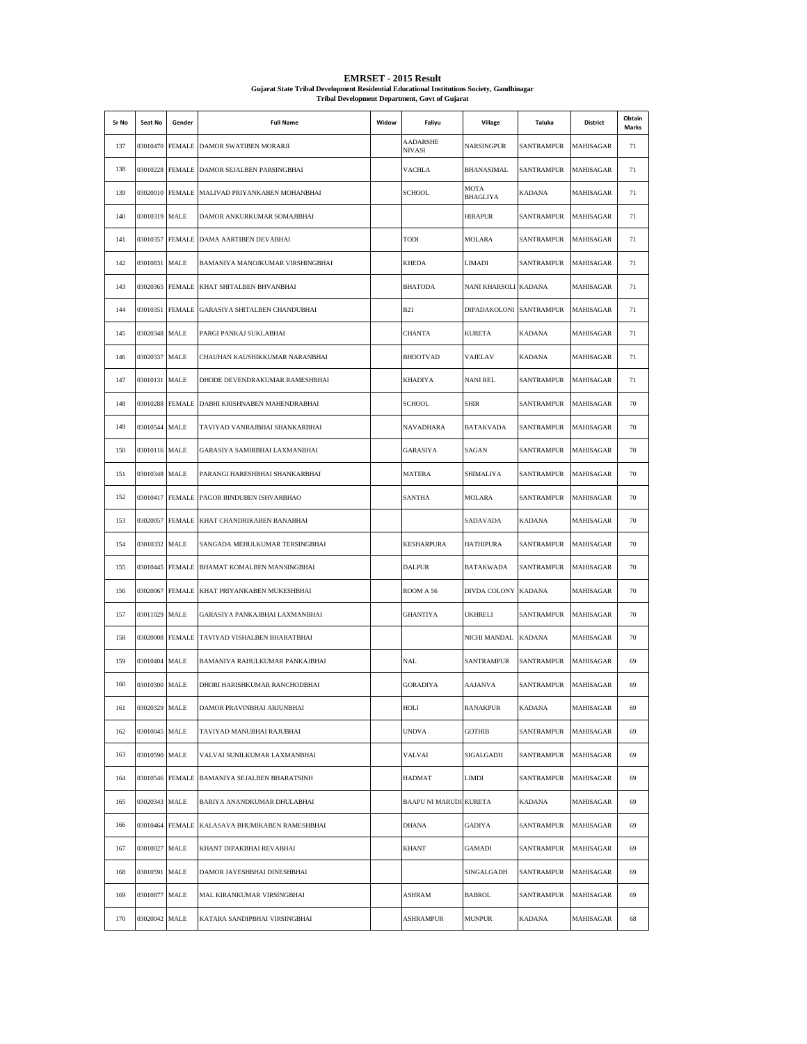# EMRSET - 2015 Result

**Gujarat State Tribal Development Residential Educational Institutions Society, Gandhinagar**

**Tribal Development Department, Govt of Gujarat**

| Sr No | Seat No | Gender | Full Name | Widow | Faliyu | Village | Taluka | District | Obtain Marks |
|---|---|---|---|---|---|---|---|---|---|
| 137 | 03010470 | FEMALE | DAMOR SWATIBEN MORARJI | | AADARSHE NIVASI | NARSINGPUR | SANTRAMPUR | MAHISAGAR | 71 |
| 138 | 03010228 | FEMALE | DAMOR SEJALBEN PARSINGBHAI | | VACHLA | BHANASIMAL | SANTRAMPUR | MAHISAGAR | 71 |
| 139 | 03020010 | FEMALE | MALIVAD PRIYANKABEN MOHANBHAI | | SCHOOL | MOTA BHAGLIYA | KADANA | MAHISAGAR | 71 |
| 140 | 03010319 | MALE | DAMOR ANKURKUMAR SOMAJIBHAI | | | HIRAPUR | SANTRAMPUR | MAHISAGAR | 71 |
| 141 | 03010357 | FEMALE | DAMA AARTIBEN DEVABHAI | | TODI | MOLARA | SANTRAMPUR | MAHISAGAR | 71 |
| 142 | 03010831 | MALE | BAMANIYA MANOJKUMAR VIRSHINGBHAI | | KHEDA | LIMADI | SANTRAMPUR | MAHISAGAR | 71 |
| 143 | 03020365 | FEMALE | KHAT SHITALBEN BHVANBHAI | | BHATODA | NANI KHARSOLI | KADANA | MAHISAGAR | 71 |
| 144 | 03010351 | FEMALE | GARASIYA SHITALBEN CHANDUBHAI | | B21 | DIPADAKOLONI | SANTRAMPUR | MAHISAGAR | 71 |
| 145 | 03020348 | MALE | PARGI PANKAJ SUKLABHAI | | CHANTA | KURETA | KADANA | MAHISAGAR | 71 |
| 146 | 03020337 | MALE | CHAUHAN KAUSHIKKUMAR NARANBHAI | | BHOOTVAD | VAJELAV | KADANA | MAHISAGAR | 71 |
| 147 | 03010131 | MALE | DHODE DEVENDRAKUMAR RAMESHBHAI | | KHADIYA | NANI REL | SANTRAMPUR | MAHISAGAR | 71 |
| 148 | 03010288 | FEMALE | DABHI KRISHNABEN MAHENDRABHAI | | SCHOOL | SHIR | SANTRAMPUR | MAHISAGAR | 70 |
| 149 | 03010544 | MALE | TAVIYAD VANRAJBHAI SHANKARBHAI | | NAVADHARA | BATAKVADA | SANTRAMPUR | MAHISAGAR | 70 |
| 150 | 03010116 | MALE | GARASIYA SAMIRBHAI LAXMANBHAI | | GARASIYA | SAGAN | SANTRAMPUR | MAHISAGAR | 70 |
| 151 | 03010348 | MALE | PARANGI HARESHBHAI SHANKARBHAI | | MATERA | SHIMALIYA | SANTRAMPUR | MAHISAGAR | 70 |
| 152 | 03010417 | FEMALE | PAGOR BINDUBEN ISHVARBHAO | | SANTHA | MOLARA | SANTRAMPUR | MAHISAGAR | 70 |
| 153 | 03020057 | FEMALE | KHAT CHANDRIKABEN BANABHAI | | | SADAVADA | KADANA | MAHISAGAR | 70 |
| 154 | 03010332 | MALE | SANGADA MEHULKUMAR TERSINGBHAI | | KESHARPURA | HATHIPURA | SANTRAMPUR | MAHISAGAR | 70 |
| 155 | 03010445 | FEMALE | BHAMAT KOMALBEN MANSINGBHAI | | DALPUR | BATAKWADA | SANTRAMPUR | MAHISAGAR | 70 |
| 156 | 03020067 | FEMALE | KHAT PRIYANKABEN MUKESHBHAI | | ROOM A 56 | DIVDA COLONY | KADANA | MAHISAGAR | 70 |
| 157 | 03011029 | MALE | GARASIYA PANKAJBHAI LAXMANBHAI | | GHANTIYA | UKHRELI | SANTRAMPUR | MAHISAGAR | 70 |
| 158 | 03020008 | FEMALE | TAVIYAD VISHALBEN BHARATBHAI | | | NICHI MANDAL | KADANA | MAHISAGAR | 70 |
| 159 | 03010404 | MALE | BAMANIYA RAHULKUMAR PANKAJBHAI | | NAL | SANTRAMPUR | SANTRAMPUR | MAHISAGAR | 69 |
| 160 | 03010300 | MALE | DHORI HARISHKUMAR RANCHODBHAI | | GORADIYA | AAJANVA | SANTRAMPUR | MAHISAGAR | 69 |
| 161 | 03020329 | MALE | DAMOR PRAVINBHAI ARJUNBHAI | | HOLI | RANAKPUR | KADANA | MAHISAGAR | 69 |
| 162 | 03010045 | MALE | TAVIYAD MANUBHAI RAJUBHAI | | UNDVA | GOTHIB | SANTRAMPUR | MAHISAGAR | 69 |
| 163 | 03010590 | MALE | VALVAI SUNILKUMAR LAXMANBHAI | | VALVAI | SIGALGADH | SANTRAMPUR | MAHISAGAR | 69 |
| 164 | 03010546 | FEMALE | BAMANIYA SEJALBEN BHARATSINH | | HADMAT | LIMDI | SANTRAMPUR | MAHISAGAR | 69 |
| 165 | 03020343 | MALE | BARIYA ANANDKUMAR DHULABHAI | | BAAPU NI MARUDI | KURETA | KADANA | MAHISAGAR | 69 |
| 166 | 03010464 | FEMALE | KALASAVA BHUMIKABEN RAMESHBHAI | | DHANA | GADIYA | SANTRAMPUR | MAHISAGAR | 69 |
| 167 | 03010027 | MALE | KHANT DIPAKBHAI REVABHAI | | KHANT | GAMADI | SANTRAMPUR | MAHISAGAR | 69 |
| 168 | 03010591 | MALE | DAMOR JAYESHBHAI DINESHBHAI | | | SINGALGADH | SANTRAMPUR | MAHISAGAR | 69 |
| 169 | 03010877 | MALE | MAL KIRANKUMAR VIRSINGBHAI | | ASHRAM | BABROL | SANTRAMPUR | MAHISAGAR | 69 |
| 170 | 03020042 | MALE | KATARA SANDIPBHAI VIRSINGBHAI | | ASHRAMPUR | MUNPUR | KADANA | MAHISAGAR | 68 |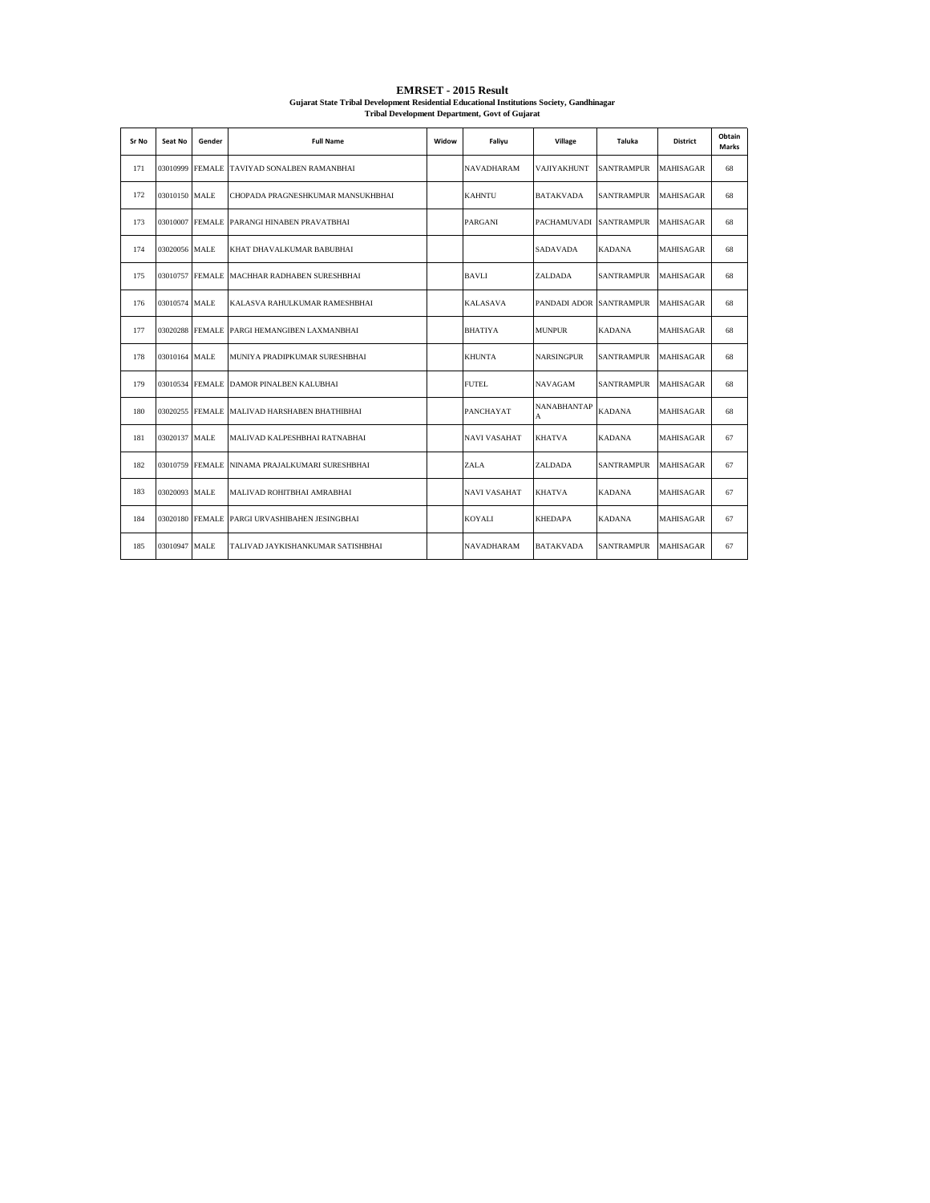# EMRSET - 2015 Result

**Gujarat State Tribal Development Residential Educational Institutions Society, Gandhinagar**

**Tribal Development Department, Govt of Gujarat**

| Sr No | Seat No | Gender | Full Name | Widow | Faliyu | Village | Taluka | District | Obtain Marks |
|---|---|---|---|---|---|---|---|---|---|
| 171 | 03010999 | FEMALE | TAVIYAD SONALBEN RAMANBHAI | | NAVADHARAM | VAJIYAKHUNT | SANTRAMPUR | MAHISAGAR | 68 |
| 172 | 03010150 | MALE | CHOPADA PRAGNESHKUMAR MANSUKHBHAI | | KAHNTU | BATAKVADA | SANTRAMPUR | MAHISAGAR | 68 |
| 173 | 03010007 | FEMALE | PARANGI HINABEN PRAVATBHAI | | PARGANI | PACHAMUVADI | SANTRAMPUR | MAHISAGAR | 68 |
| 174 | 03020056 | MALE | KHAT DHAVALKUMAR BABUBHAI | | | SADAVADA | KADANA | MAHISAGAR | 68 |
| 175 | 03010757 | FEMALE | MACHHAR RADHABEN SURESHBHAI | | BAVLI | ZALDADA | SANTRAMPUR | MAHISAGAR | 68 |
| 176 | 03010574 | MALE | KALASVA RAHULKUMAR RAMESHBHAI | | KALASAVA | PANDADI ADOR | SANTRAMPUR | MAHISAGAR | 68 |
| 177 | 03020288 | FEMALE | PARGI HEMANGIBEN LAXMANBHAI | | BHATIYA | MUNPUR | KADANA | MAHISAGAR | 68 |
| 178 | 03010164 | MALE | MUNIYA PRADIPKUMAR SURESHBHAI | | KHUNTA | NARSINGPUR | SANTRAMPUR | MAHISAGAR | 68 |
| 179 | 03010534 | FEMALE | DAMOR PINALBEN KALUBHAI | | FUTEL | NAVAGAM | SANTRAMPUR | MAHISAGAR | 68 |
| 180 | 03020255 | FEMALE | MALIVAD HARSHABEN BHATHIBHAI | | PANCHAYAT | NANABHANTAPA | KADANA | MAHISAGAR | 68 |
| 181 | 03020137 | MALE | MALIVAD KALPESHBHAI RATNABHAI | | NAVI VASAHAT | KHATVA | KADANA | MAHISAGAR | 67 |
| 182 | 03010759 | FEMALE | NINAMA PRAJALKUMARI SURESHBHAI | | ZALA | ZALDADA | SANTRAMPUR | MAHISAGAR | 67 |
| 183 | 03020093 | MALE | MALIVAD ROHITBHAI AMRABHAI | | NAVI VASAHAT | KHATVA | KADANA | MAHISAGAR | 67 |
| 184 | 03020180 | FEMALE | PARGI URVASHIBAHEN JESINGBHAI | | KOYALI | KHEDAPA | KADANA | MAHISAGAR | 67 |
| 185 | 03010947 | MALE | TALIVAD JAYKISHANKUMAR SATISHBHAI | | NAVADHARAM | BATAKVADA | SANTRAMPUR | MAHISAGAR | 67 |